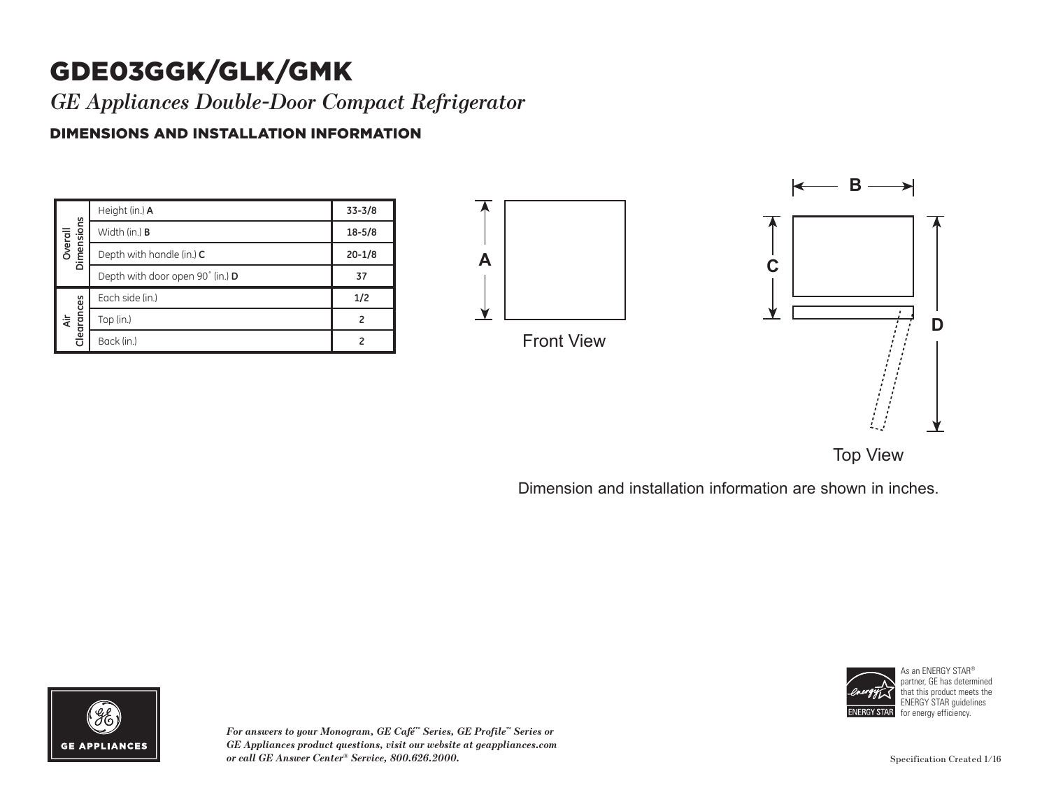# GDE03GGK/GLK/GMK

*GE Appliances Double-Door Compact Refrigerator*

## DIMENSIONS AND INSTALLATION INFORMATION

| | | |
|---|---|---|
| Overall Dimensions | Height (in.) **A** | **33-3/8** |
| | Width (in.) **B** | **18-5/8** |
| | Depth with handle (in.) **C** | **20-1/8** |
| | Depth with door open 90˚ (in.) **D** | **37** |
| Air Clearances | Each side (in.) | **1/2** |
| | Top (in.) | **2** |
| | Back (in.) | **2** |

A

Front View

B

C

D

Top View

Dimension and installation information are shown in inches.

GE APPLIANCES

*For answers to your Monogram, GE Café™ Series, GE Profile™ Series or GE Appliances product questions, visit our website at geappliances.com or call GE Answer Center® Service, 800.626.2000.*

ENERGY STAR

As an ENERGY STAR® partner, GE has determined that this product meets the ENERGY STAR guidelines for energy efficiency.

Specification Created 1/16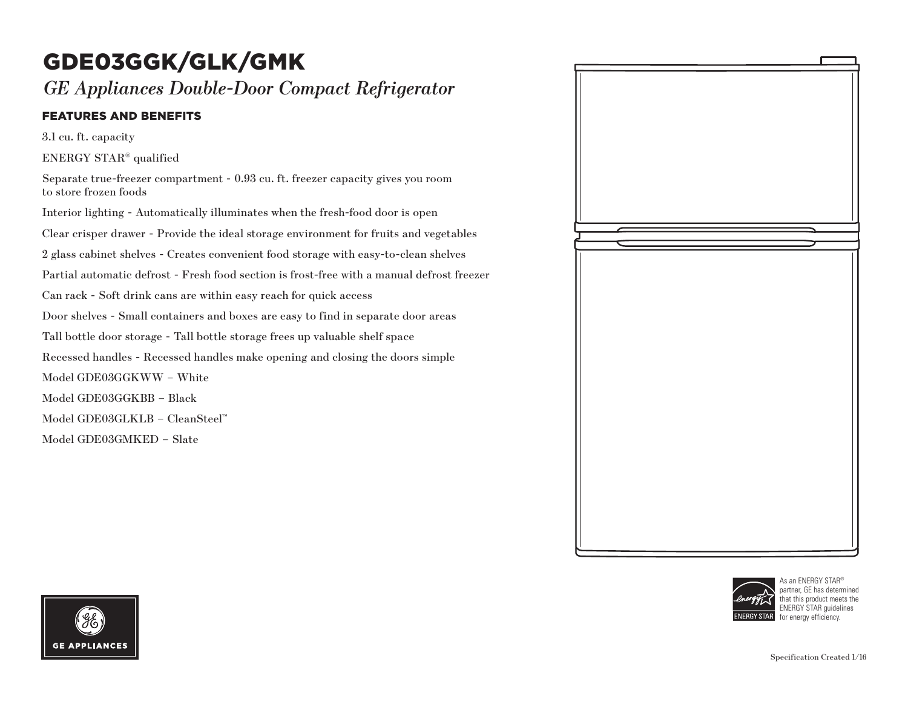# GDE03GGK/GLK/GMK

*GE Appliances Double-Door Compact Refrigerator*

## FEATURES AND BENEFITS

3.1 cu. ft. capacity

ENERGY STAR® qualified

Separate true-freezer compartment - 0.93 cu. ft. freezer capacity gives you room to store frozen foods

Interior lighting - Automatically illuminates when the fresh-food door is open

Clear crisper drawer - Provide the ideal storage environment for fruits and vegetables

2 glass cabinet shelves - Creates convenient food storage with easy-to-clean shelves

Partial automatic defrost - Fresh food section is frost-free with a manual defrost freezer

Can rack - Soft drink cans are within easy reach for quick access

Door shelves - Small containers and boxes are easy to find in separate door areas

Tall bottle door storage - Tall bottle storage frees up valuable shelf space

Recessed handles - Recessed handles make opening and closing the doors simple

Model GDE03GGKWW – White

Model GDE03GGKBB – Black

Model GDE03GLKLB – CleanSteel™

Model GDE03GMKED – Slate

As an ENERGY STAR® partner, GE has determined that this product meets the ENERGY STAR guidelines for energy efficiency.

GE APPLIANCES

Specification Created 1/16